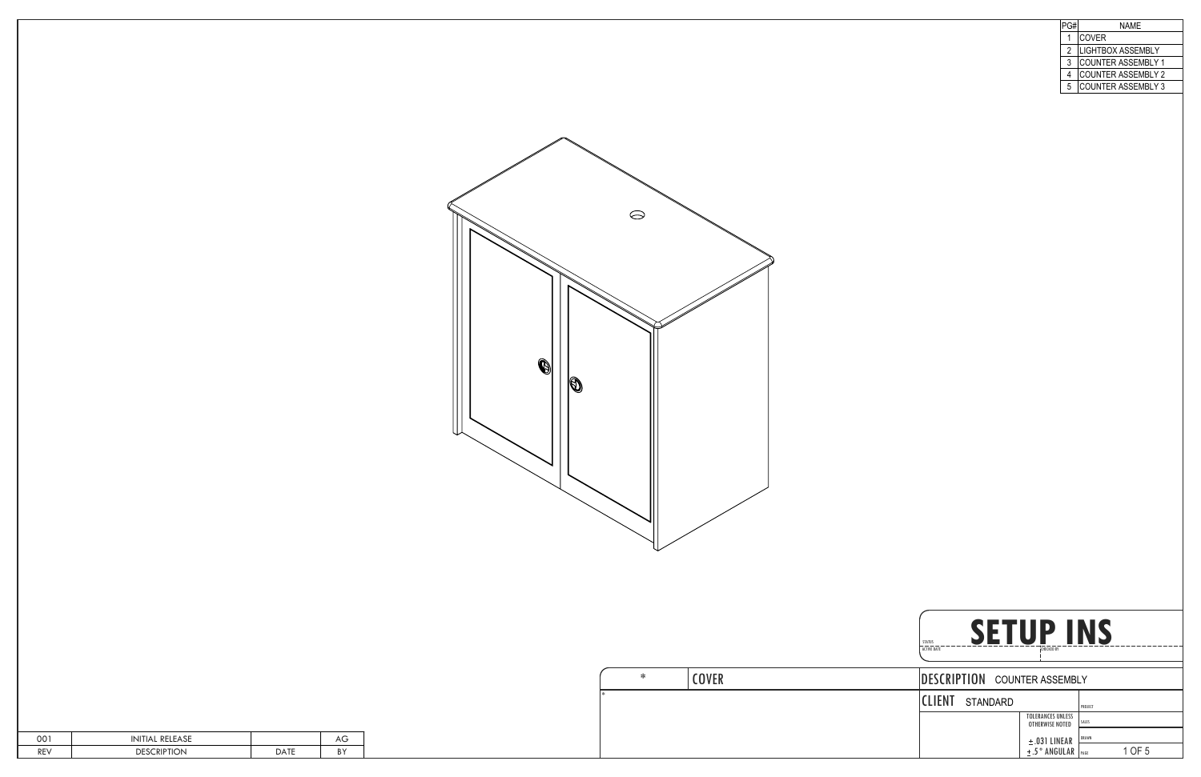| PG# | NAME |
| --- | --- |
| 1 | COVER |
| 2 | LIGHTBOX ASSEMBLY |
| 3 | COUNTER ASSEMBLY 1 |
| 4 | COUNTER ASSEMBLY 2 |
| 5 | COUNTER ASSEMBLY 3 |

# SETUP INS

STATUS
ACTIVE DATE
CHECKED BY

| * | COVER |
| --- | --- |
| * | |

DESCRIPTION COUNTER ASSEMBLY

CLIENT STANDARD

PROJECT

SALES

DRAWN

TOLERANCES UNLESS OTHERWISE NOTED

±.031 LINEAR
±.5° ANGULAR

| REV | DESCRIPTION | DATE | BY |
| --- | --- | --- | --- |
| 001 | INITIAL RELEASE | | AG |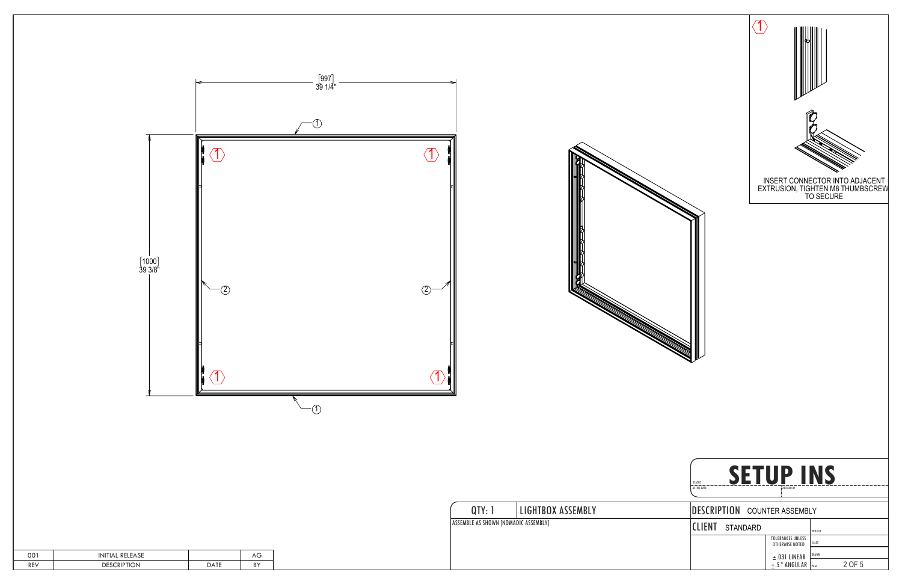[997]
39 1/4"

[1000]
39 3/8"

1

2

INSERT CONNECTOR INTO ADJACENT EXTRUSION, TIGHTEN M8 THUMBSCREW TO SECURE

# SETUP INS

STATUS

ACTIVE DATE

CHECKED BY

| QTY: 1 | LIGHTBOX ASSEMBLY |
| --- | --- |
| ASSEMBLE AS SHOWN [NOMADIC ASSEMBLY] | |

DESCRIPTION COUNTER ASSEMBLY

CLIENT STANDARD

PROJECT

SALES

DRAWN

PAGE

TOLERANCES UNLESS OTHERWISE NOTED

± .031 LINEAR

± .5° ANGULAR

| REV | DESCRIPTION | DATE | BY |
| --- | --- | --- | --- |
| 001 | INITIAL RELEASE | | AG |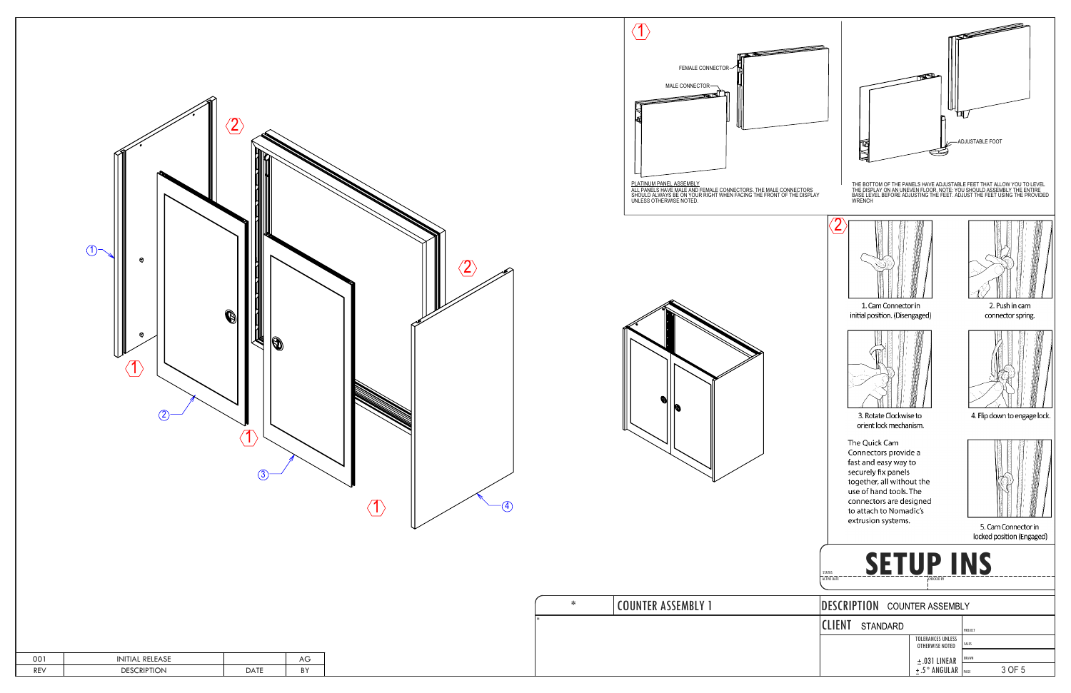## 1

FEMALE CONNECTOR

MALE CONNECTOR

PLATINUM PANEL ASSEMBLY
ALL PANELS HAVE MALE AND FEMALE CONNECTORS. THE MALE CONNECTORS SHOULD ALWAYS BE ON YOUR RIGHT WHEN FACING THE FRONT OF THE DISPLAY UNLESS OTHERWISE NOTED.

ADJUSTABLE FOOT

THE BOTTOM OF THE PANELS HAVE ADJUSTABLE FEET THAT ALLOW YOU TO LEVEL THE DISPLAY ON AN UNEVEN FLOOR. NOTE: YOU SHOULD ASSEMBLY THE ENTIRE BASE LEVEL BEFORE ADJUSTING THE FEET. ADJUST THE FEET USING THE PROVIDED WRENCH

## 2

1. Cam Connector in initial position. (Disengaged)

2. Push in cam connector spring.

3. Rotate Clockwise to orient lock mechanism.

4. Flip down to engage lock.

5. Cam Connector in locked position (Engaged)

The Quick Cam Connectors provide a fast and easy way to securely fix panels together, all without the use of hand tools. The connectors are designed to attach to Nomadic's extrusion systems.

# SETUP INS

| * | COUNTER ASSEMBLY 1 |
|---|---|

DESCRIPTION COUNTER ASSEMBLY

CLIENT STANDARD

TOLERANCES UNLESS OTHERWISE NOTED
± .031 LINEAR
± .5° ANGULAR

| REV | DESCRIPTION | DATE | BY |
|---|---|---|---|
| 001 | INITIAL RELEASE | | AG |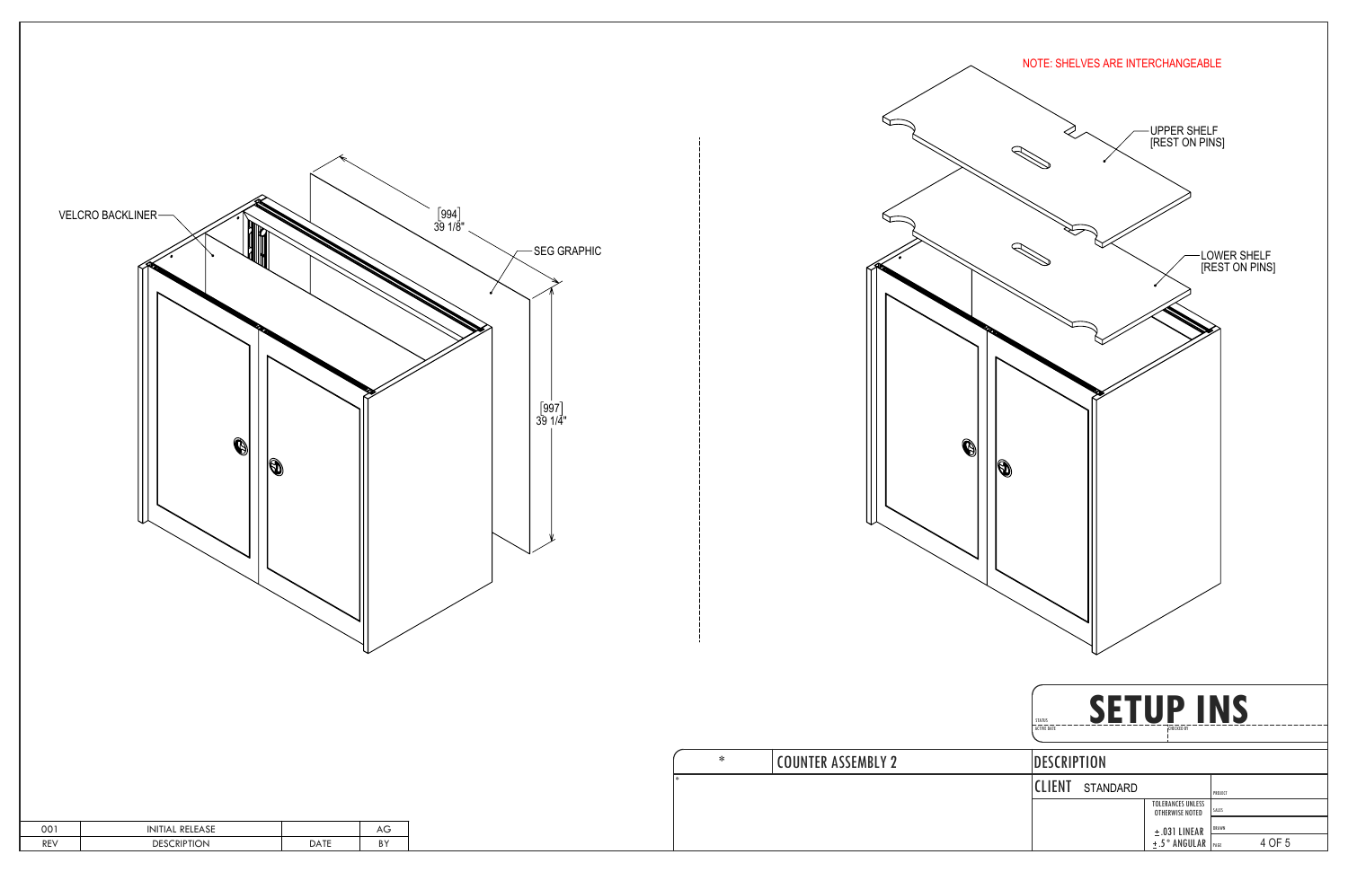NOTE: SHELVES ARE INTERCHANGEABLE

VELCRO BACKLINER

[994]
39 1/8"

SEG GRAPHIC

[997]
39 1/4"

UPPER SHELF
[REST ON PINS]

LOWER SHELF
[REST ON PINS]

# SETUP INS

STATUS

ACTIVE DATE

CHECKED BY

| * | COUNTER ASSEMBLY 2 |
|---|---|
| * | |

DESCRIPTION

CLIENT STANDARD

PROJECT

SALES

DRAWN

TOLERANCES UNLESS OTHERWISE NOTED

± .031 LINEAR

± .5° ANGULAR

| 001 | INITIAL RELEASE | | AG |
|---|---|---|---|
| REV | DESCRIPTION | DATE | BY |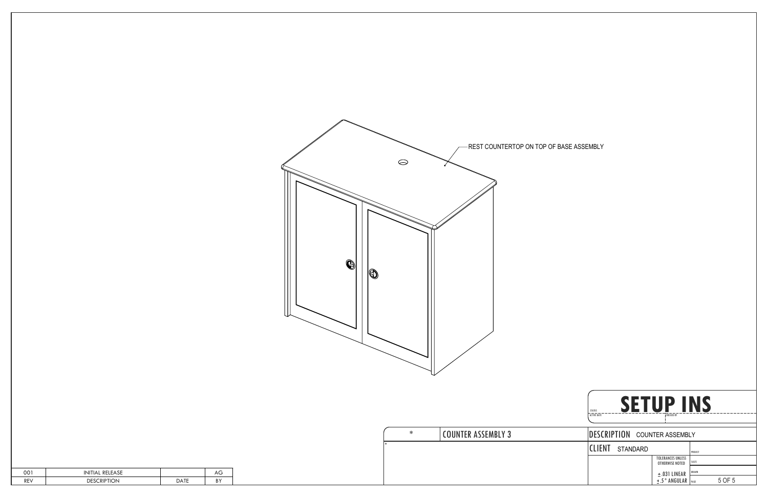REST COUNTERTOP ON TOP OF BASE ASSEMBLY

# SETUP INS

STATUS

ACTIVE DATE

CHECKED BY

| * | COUNTER ASSEMBLY 3 |
|---|---|

DESCRIPTION COUNTER ASSEMBLY

CLIENT STANDARD

PROJECT

SALES

DRAWN

TOLERANCES UNLESS OTHERWISE NOTED

± .031 LINEAR

± .5° ANGULAR

| | | | |
|---|---|---|---|
| 001 | INITIAL RELEASE | | AG |
| REV | DESCRIPTION | DATE | BY |